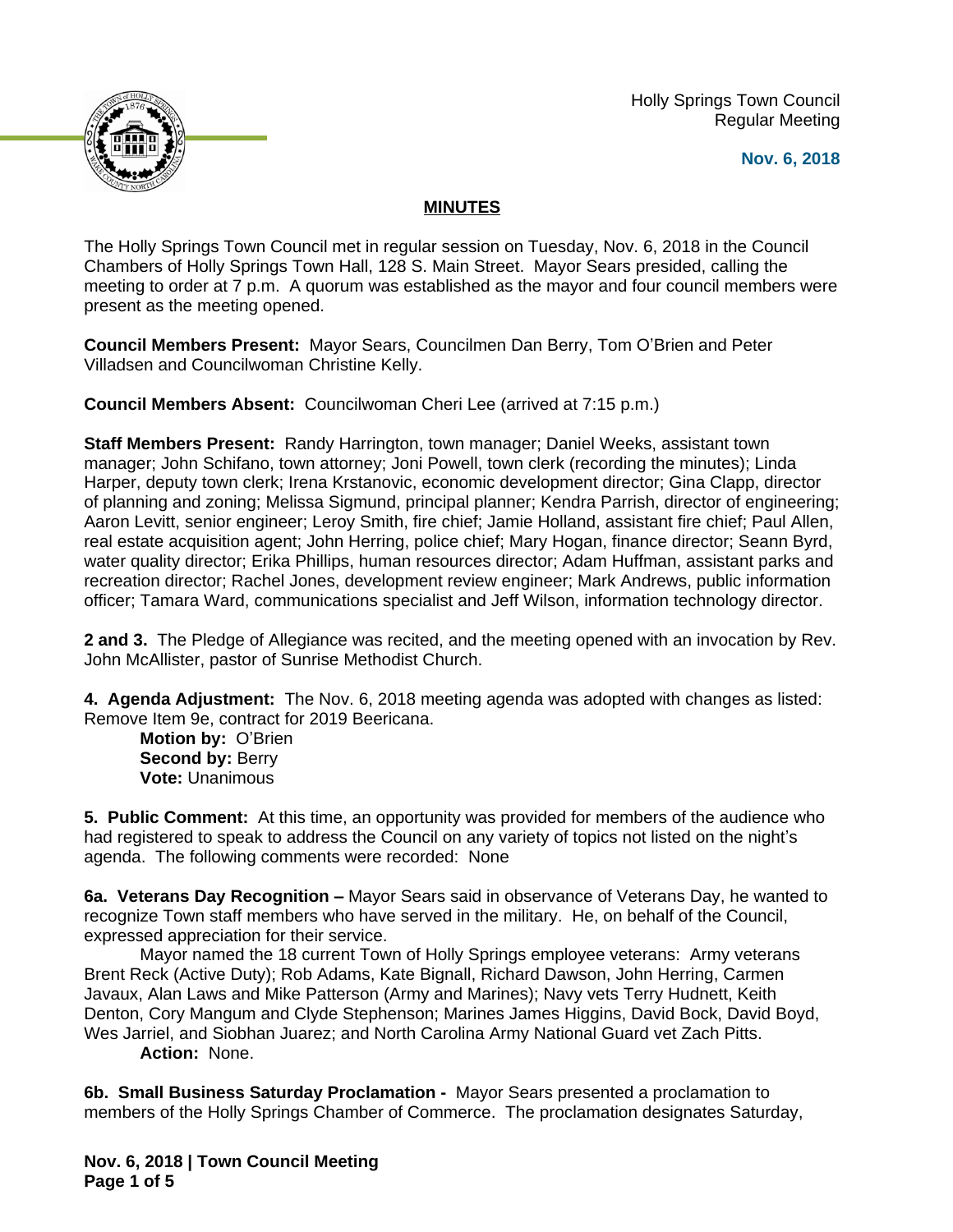Holly Springs Town Council
Regular Meeting

**Nov. 6, 2018**

## MINUTES

The Holly Springs Town Council met in regular session on Tuesday, Nov. 6, 2018 in the Council Chambers of Holly Springs Town Hall, 128 S. Main Street. Mayor Sears presided, calling the meeting to order at 7 p.m. A quorum was established as the mayor and four council members were present as the meeting opened.

**Council Members Present:** Mayor Sears, Councilmen Dan Berry, Tom O'Brien and Peter Villadsen and Councilwoman Christine Kelly.

**Council Members Absent:** Councilwoman Cheri Lee (arrived at 7:15 p.m.)

**Staff Members Present:** Randy Harrington, town manager; Daniel Weeks, assistant town manager; John Schifano, town attorney; Joni Powell, town clerk (recording the minutes); Linda Harper, deputy town clerk; Irena Krstanovic, economic development director; Gina Clapp, director of planning and zoning; Melissa Sigmund, principal planner; Kendra Parrish, director of engineering; Aaron Levitt, senior engineer; Leroy Smith, fire chief; Jamie Holland, assistant fire chief; Paul Allen, real estate acquisition agent; John Herring, police chief; Mary Hogan, finance director; Seann Byrd, water quality director; Erika Phillips, human resources director; Adam Huffman, assistant parks and recreation director; Rachel Jones, development review engineer; Mark Andrews, public information officer; Tamara Ward, communications specialist and Jeff Wilson, information technology director.

**2 and 3.** The Pledge of Allegiance was recited, and the meeting opened with an invocation by Rev. John McAllister, pastor of Sunrise Methodist Church.

**4. Agenda Adjustment:** The Nov. 6, 2018 meeting agenda was adopted with changes as listed: Remove Item 9e, contract for 2019 Beericana.

**Motion by:** O'Brien
**Second by:** Berry
**Vote:** Unanimous

**5. Public Comment:** At this time, an opportunity was provided for members of the audience who had registered to speak to address the Council on any variety of topics not listed on the night's agenda. The following comments were recorded: None

**6a. Veterans Day Recognition –** Mayor Sears said in observance of Veterans Day, he wanted to recognize Town staff members who have served in the military. He, on behalf of the Council, expressed appreciation for their service.

Mayor named the 18 current Town of Holly Springs employee veterans: Army veterans Brent Reck (Active Duty); Rob Adams, Kate Bignall, Richard Dawson, John Herring, Carmen Javaux, Alan Laws and Mike Patterson (Army and Marines); Navy vets Terry Hudnett, Keith Denton, Cory Mangum and Clyde Stephenson; Marines James Higgins, David Bock, David Boyd, Wes Jarriel, and Siobhan Juarez; and North Carolina Army National Guard vet Zach Pitts.

**Action:** None.

**6b. Small Business Saturday Proclamation -** Mayor Sears presented a proclamation to members of the Holly Springs Chamber of Commerce. The proclamation designates Saturday,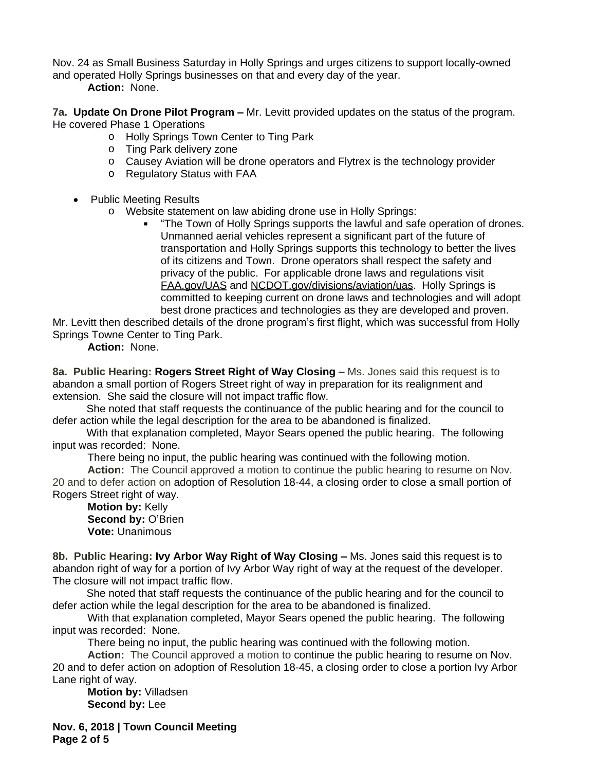Nov. 24 as Small Business Saturday in Holly Springs and urges citizens to support locally-owned and operated Holly Springs businesses on that and every day of the year.

**Action:** None.

**7a. Update On Drone Pilot Program –** Mr. Levitt provided updates on the status of the program. He covered Phase 1 Operations

- Holly Springs Town Center to Ting Park
- Ting Park delivery zone
- Causey Aviation will be drone operators and Flytrex is the technology provider
- Regulatory Status with FAA

- Public Meeting Results
  - Website statement on law abiding drone use in Holly Springs:
    - "The Town of Holly Springs supports the lawful and safe operation of drones. Unmanned aerial vehicles represent a significant part of the future of transportation and Holly Springs supports this technology to better the lives of its citizens and Town. Drone operators shall respect the safety and privacy of the public. For applicable drone laws and regulations visit FAA.gov/UAS and NCDOT.gov/divisions/aviation/uas. Holly Springs is committed to keeping current on drone laws and technologies and will adopt best drone practices and technologies as they are developed and proven.

Mr. Levitt then described details of the drone program's first flight, which was successful from Holly Springs Towne Center to Ting Park.

**Action:** None.

**8a. Public Hearing: Rogers Street Right of Way Closing –** Ms. Jones said this request is to abandon a small portion of Rogers Street right of way in preparation for its realignment and extension. She said the closure will not impact traffic flow.

She noted that staff requests the continuance of the public hearing and for the council to defer action while the legal description for the area to be abandoned is finalized.

With that explanation completed, Mayor Sears opened the public hearing. The following input was recorded: None.

There being no input, the public hearing was continued with the following motion.

**Action:** The Council approved a motion to continue the public hearing to resume on Nov. 20 and to defer action on adoption of Resolution 18-44, a closing order to close a small portion of Rogers Street right of way.

**Motion by:** Kelly
**Second by:** O'Brien
**Vote:** Unanimous

**8b. Public Hearing: Ivy Arbor Way Right of Way Closing –** Ms. Jones said this request is to abandon right of way for a portion of Ivy Arbor Way right of way at the request of the developer. The closure will not impact traffic flow.

She noted that staff requests the continuance of the public hearing and for the council to defer action while the legal description for the area to be abandoned is finalized.

With that explanation completed, Mayor Sears opened the public hearing. The following input was recorded: None.

There being no input, the public hearing was continued with the following motion.

**Action:** The Council approved a motion to continue the public hearing to resume on Nov. 20 and to defer action on adoption of Resolution 18-45, a closing order to close a portion Ivy Arbor Lane right of way.

**Motion by:** Villadsen
**Second by:** Lee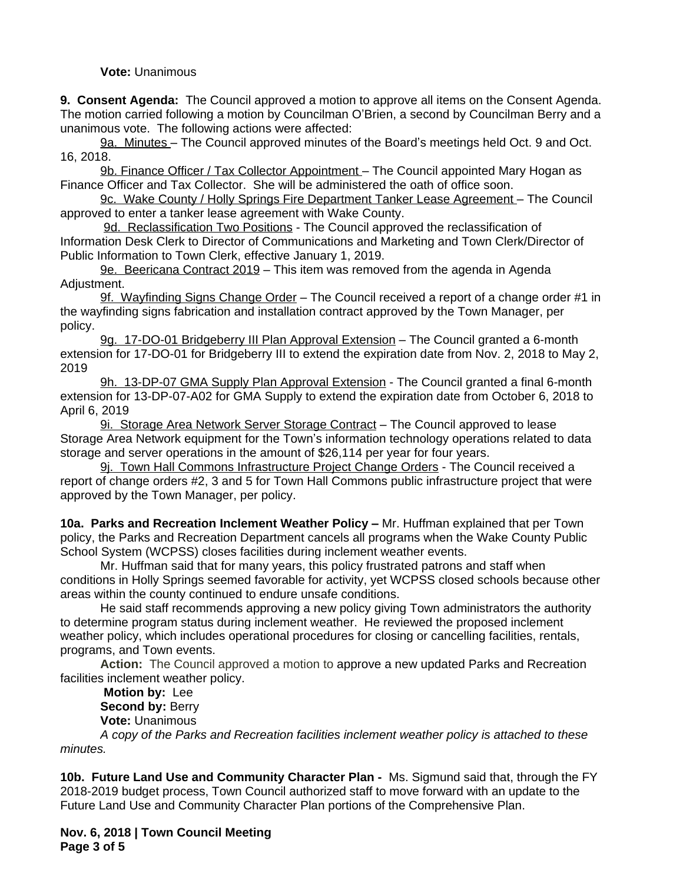**Vote:** Unanimous

**9. Consent Agenda:** The Council approved a motion to approve all items on the Consent Agenda. The motion carried following a motion by Councilman O'Brien, a second by Councilman Berry and a unanimous vote. The following actions were affected:

9a. Minutes – The Council approved minutes of the Board's meetings held Oct. 9 and Oct. 16, 2018.

9b. Finance Officer / Tax Collector Appointment – The Council appointed Mary Hogan as Finance Officer and Tax Collector. She will be administered the oath of office soon.

9c. Wake County / Holly Springs Fire Department Tanker Lease Agreement – The Council approved to enter a tanker lease agreement with Wake County.

9d. Reclassification Two Positions - The Council approved the reclassification of Information Desk Clerk to Director of Communications and Marketing and Town Clerk/Director of Public Information to Town Clerk, effective January 1, 2019.

9e. Beericana Contract 2019 – This item was removed from the agenda in Agenda Adjustment.

9f. Wayfinding Signs Change Order – The Council received a report of a change order #1 in the wayfinding signs fabrication and installation contract approved by the Town Manager, per policy.

9g. 17-DO-01 Bridgeberry III Plan Approval Extension – The Council granted a 6-month extension for 17-DO-01 for Bridgeberry III to extend the expiration date from Nov. 2, 2018 to May 2, 2019

9h. 13-DP-07 GMA Supply Plan Approval Extension - The Council granted a final 6-month extension for 13-DP-07-A02 for GMA Supply to extend the expiration date from October 6, 2018 to April 6, 2019

9i. Storage Area Network Server Storage Contract – The Council approved to lease Storage Area Network equipment for the Town's information technology operations related to data storage and server operations in the amount of $26,114 per year for four years.

9j. Town Hall Commons Infrastructure Project Change Orders - The Council received a report of change orders #2, 3 and 5 for Town Hall Commons public infrastructure project that were approved by the Town Manager, per policy.

**10a. Parks and Recreation Inclement Weather Policy –** Mr. Huffman explained that per Town policy, the Parks and Recreation Department cancels all programs when the Wake County Public School System (WCPSS) closes facilities during inclement weather events.

Mr. Huffman said that for many years, this policy frustrated patrons and staff when conditions in Holly Springs seemed favorable for activity, yet WCPSS closed schools because other areas within the county continued to endure unsafe conditions.

He said staff recommends approving a new policy giving Town administrators the authority to determine program status during inclement weather. He reviewed the proposed inclement weather policy, which includes operational procedures for closing or cancelling facilities, rentals, programs, and Town events.

**Action:** The Council approved a motion to approve a new updated Parks and Recreation facilities inclement weather policy.

**Motion by:** Lee
**Second by:** Berry
**Vote:** Unanimous

*A copy of the Parks and Recreation facilities inclement weather policy is attached to these minutes.*

**10b. Future Land Use and Community Character Plan -** Ms. Sigmund said that, through the FY 2018-2019 budget process, Town Council authorized staff to move forward with an update to the Future Land Use and Community Character Plan portions of the Comprehensive Plan.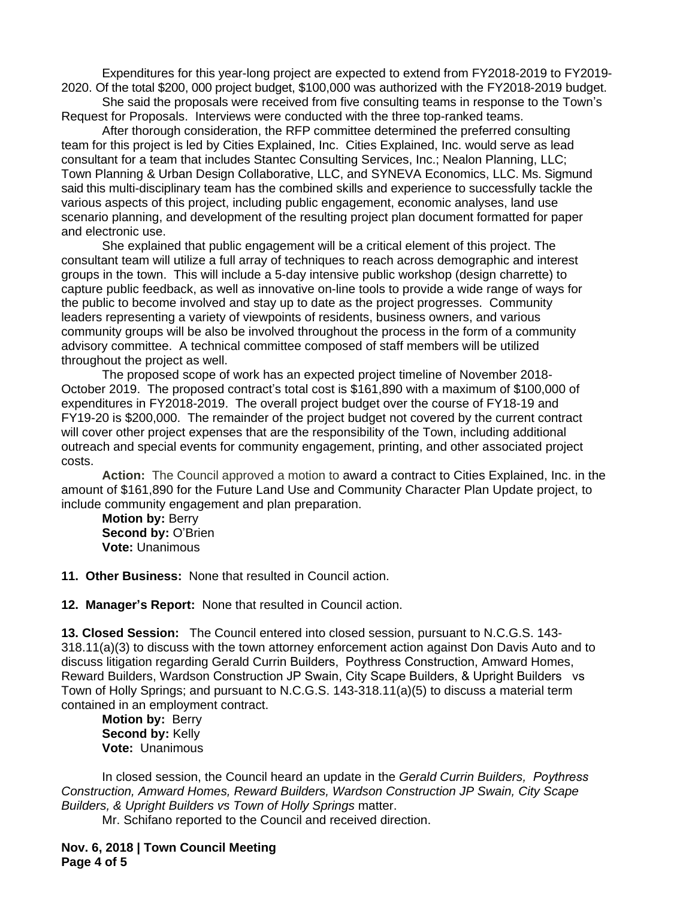Expenditures for this year-long project are expected to extend from FY2018-2019 to FY2019-2020. Of the total $200, 000 project budget, $100,000 was authorized with the FY2018-2019 budget.

She said the proposals were received from five consulting teams in response to the Town's Request for Proposals. Interviews were conducted with the three top-ranked teams.

After thorough consideration, the RFP committee determined the preferred consulting team for this project is led by Cities Explained, Inc. Cities Explained, Inc. would serve as lead consultant for a team that includes Stantec Consulting Services, Inc.; Nealon Planning, LLC; Town Planning & Urban Design Collaborative, LLC, and SYNEVA Economics, LLC. Ms. Sigmund said this multi-disciplinary team has the combined skills and experience to successfully tackle the various aspects of this project, including public engagement, economic analyses, land use scenario planning, and development of the resulting project plan document formatted for paper and electronic use.

She explained that public engagement will be a critical element of this project. The consultant team will utilize a full array of techniques to reach across demographic and interest groups in the town. This will include a 5-day intensive public workshop (design charrette) to capture public feedback, as well as innovative on-line tools to provide a wide range of ways for the public to become involved and stay up to date as the project progresses. Community leaders representing a variety of viewpoints of residents, business owners, and various community groups will be also be involved throughout the process in the form of a community advisory committee. A technical committee composed of staff members will be utilized throughout the project as well.

The proposed scope of work has an expected project timeline of November 2018-October 2019. The proposed contract's total cost is $161,890 with a maximum of $100,000 of expenditures in FY2018-2019. The overall project budget over the course of FY18-19 and FY19-20 is $200,000. The remainder of the project budget not covered by the current contract will cover other project expenses that are the responsibility of the Town, including additional outreach and special events for community engagement, printing, and other associated project costs.

**Action:** The Council approved a motion to award a contract to Cities Explained, Inc. in the amount of $161,890 for the Future Land Use and Community Character Plan Update project, to include community engagement and plan preparation.

**Motion by:** Berry
**Second by:** O'Brien
**Vote:** Unanimous

**11. Other Business:** None that resulted in Council action.

**12. Manager's Report:** None that resulted in Council action.

**13. Closed Session:** The Council entered into closed session, pursuant to N.C.G.S. 143-318.11(a)(3) to discuss with the town attorney enforcement action against Don Davis Auto and to discuss litigation regarding Gerald Currin Builders, Poythress Construction, Amward Homes, Reward Builders, Wardson Construction JP Swain, City Scape Builders, & Upright Builders vs Town of Holly Springs; and pursuant to N.C.G.S. 143-318.11(a)(5) to discuss a material term contained in an employment contract.

**Motion by:** Berry
**Second by:** Kelly
**Vote:** Unanimous

In closed session, the Council heard an update in the *Gerald Currin Builders, Poythress Construction, Amward Homes, Reward Builders, Wardson Construction JP Swain, City Scape Builders, & Upright Builders vs Town of Holly Springs* matter.

Mr. Schifano reported to the Council and received direction.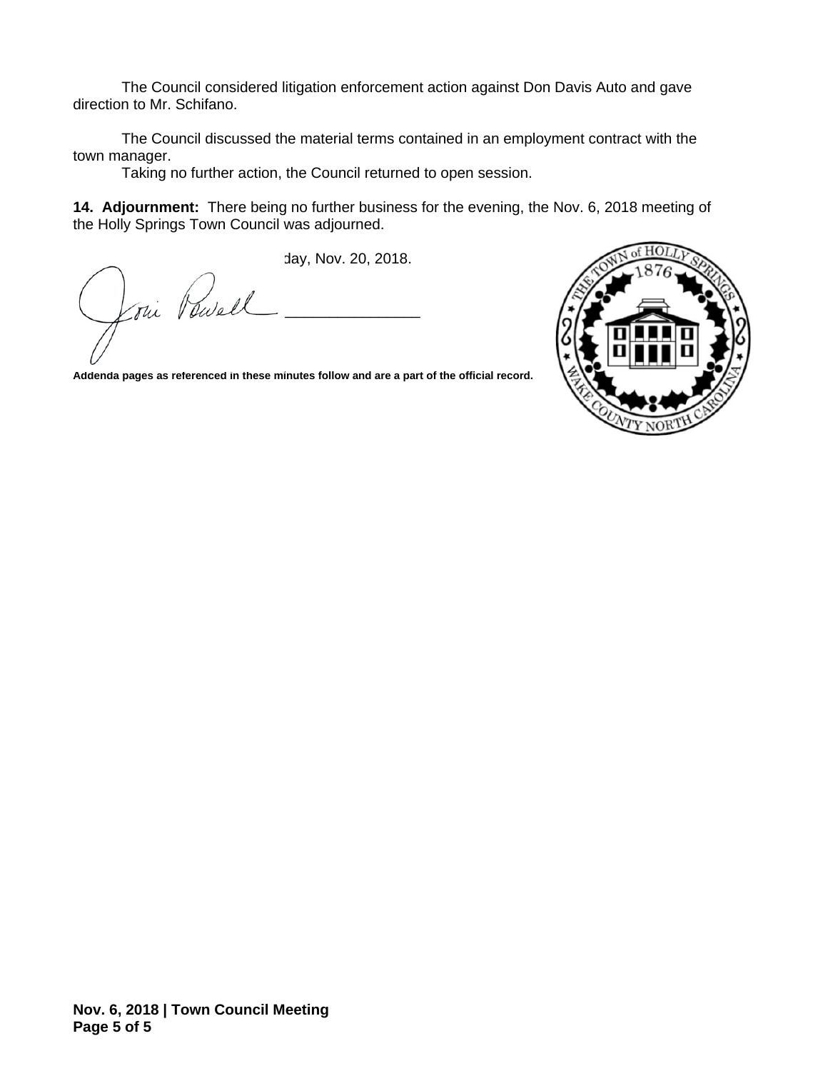The Council considered litigation enforcement action against Don Davis Auto and gave direction to Mr. Schifano.

The Council discussed the material terms contained in an employment contract with the town manager.

Taking no further action, the Council returned to open session.

**14. Adjournment:** There being no further business for the evening, the Nov. 6, 2018 meeting of the Holly Springs Town Council was adjourned.

day, Nov. 20, 2018.

______________

**Addenda pages as referenced in these minutes follow and are a part of the official record.**